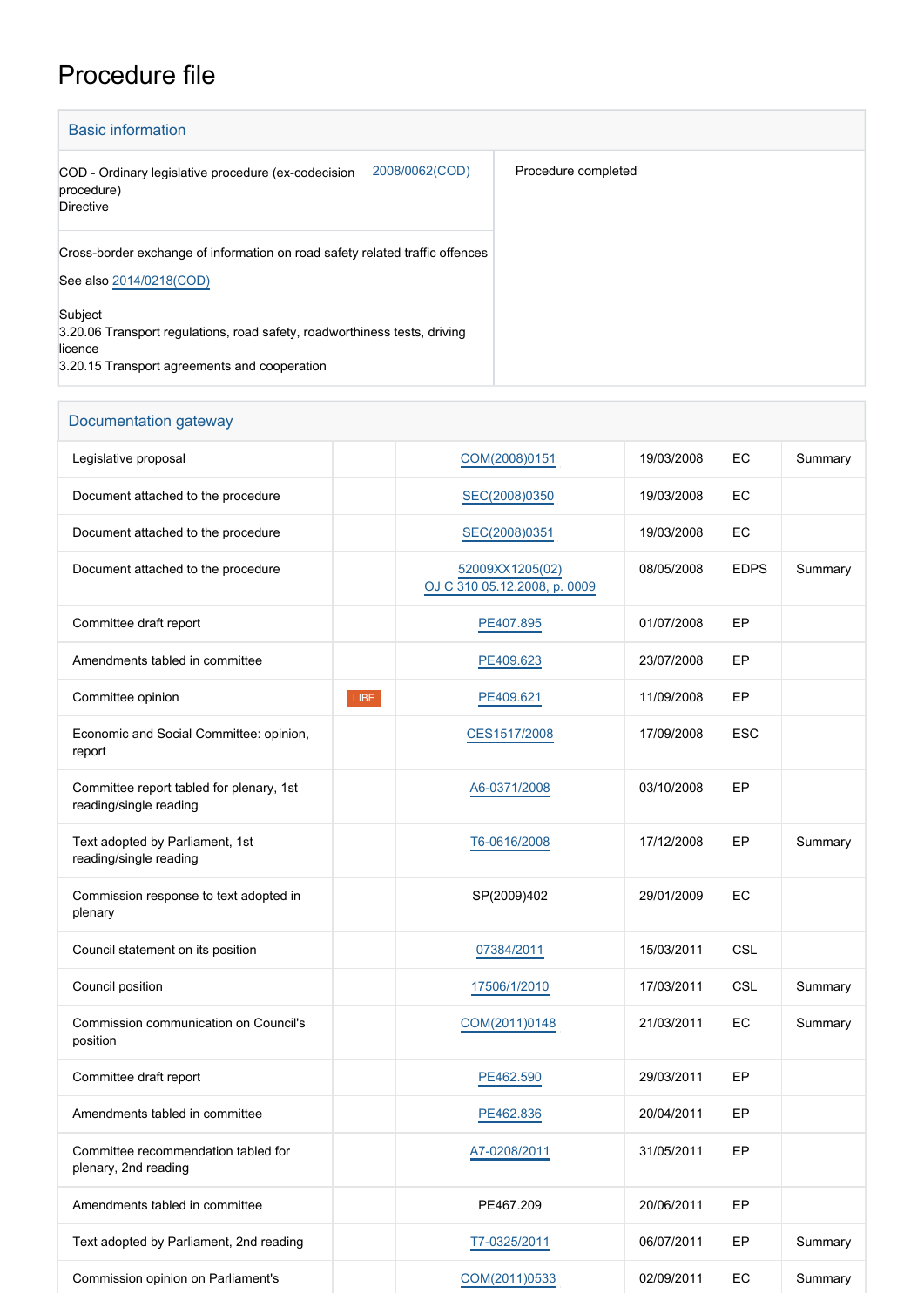# Procedure file

## Basic information

| | |
|---|---|
| COD - Ordinary legislative procedure (ex-codecision procedure)<br>Directive | 2008/0062(COD) |
| Procedure completed | |

Cross-border exchange of information on road safety related traffic offences

See also 2014/0218(COD)

Subject
3.20.06 Transport regulations, road safety, roadworthiness tests, driving licence
3.20.15 Transport agreements and cooperation

## Documentation gateway

| | | | | | |
|---|---|---|---|---|---|
| Legislative proposal | | COM(2008)0151 | 19/03/2008 | EC | Summary |
| Document attached to the procedure | | SEC(2008)0350 | 19/03/2008 | EC | |
| Document attached to the procedure | | SEC(2008)0351 | 19/03/2008 | EC | |
| Document attached to the procedure | | 52009XX1205(02)<br>OJ C 310 05.12.2008, p. 0009 | 08/05/2008 | EDPS | Summary |
| Committee draft report | | PE407.895 | 01/07/2008 | EP | |
| Amendments tabled in committee | | PE409.623 | 23/07/2008 | EP | |
| Committee opinion | LIBE | PE409.621 | 11/09/2008 | EP | |
| Economic and Social Committee: opinion, report | | CES1517/2008 | 17/09/2008 | ESC | |
| Committee report tabled for plenary, 1st reading/single reading | | A6-0371/2008 | 03/10/2008 | EP | |
| Text adopted by Parliament, 1st reading/single reading | | T6-0616/2008 | 17/12/2008 | EP | Summary |
| Commission response to text adopted in plenary | | SP(2009)402 | 29/01/2009 | EC | |
| Council statement on its position | | 07384/2011 | 15/03/2011 | CSL | |
| Council position | | 17506/1/2010 | 17/03/2011 | CSL | Summary |
| Commission communication on Council's position | | COM(2011)0148 | 21/03/2011 | EC | Summary |
| Committee draft report | | PE462.590 | 29/03/2011 | EP | |
| Amendments tabled in committee | | PE462.836 | 20/04/2011 | EP | |
| Committee recommendation tabled for plenary, 2nd reading | | A7-0208/2011 | 31/05/2011 | EP | |
| Amendments tabled in committee | | PE467.209 | 20/06/2011 | EP | |
| Text adopted by Parliament, 2nd reading | | T7-0325/2011 | 06/07/2011 | EP | Summary |
| Commission opinion on Parliament's | | COM(2011)0533 | 02/09/2011 | EC | Summary |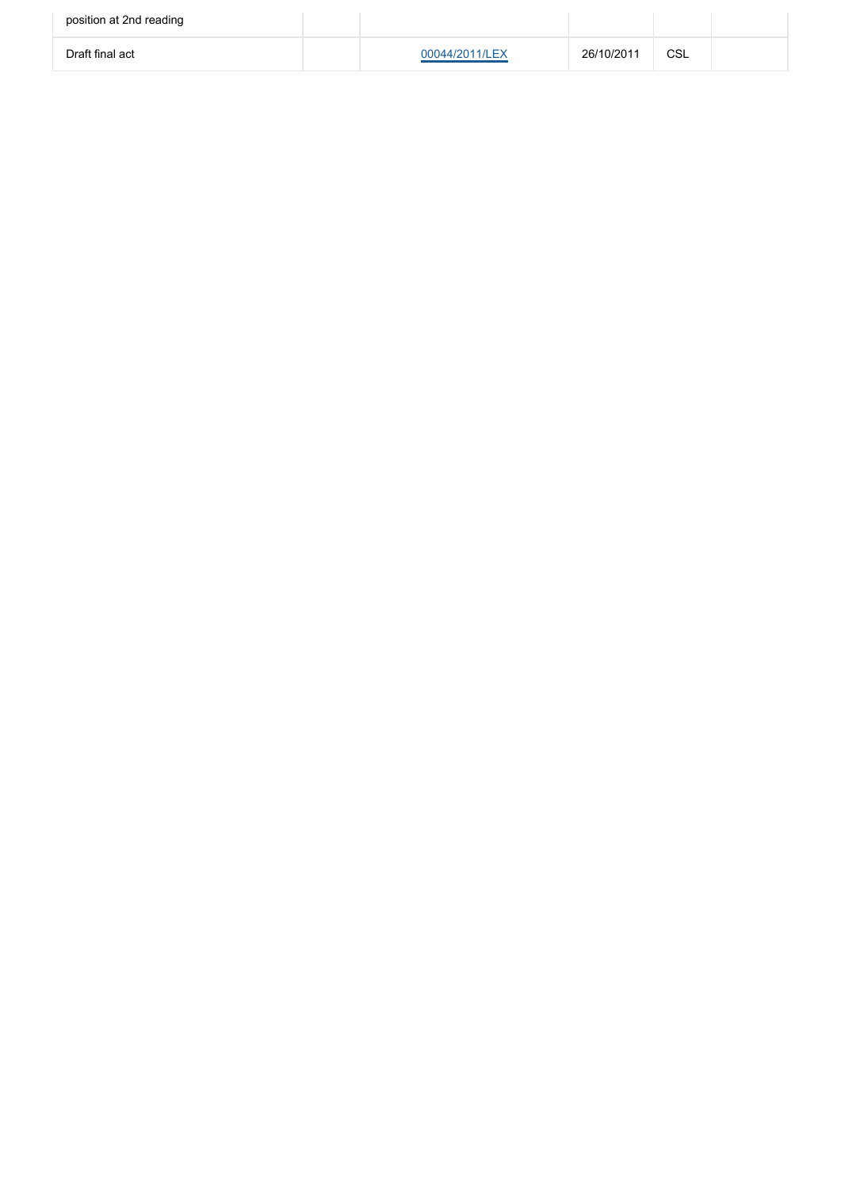| | | | | | |
|---|---|---|---|---|---|
| position at 2nd reading | | | | | |
| Draft final act | | 00044/2011/LEX | 26/10/2011 | CSL | |